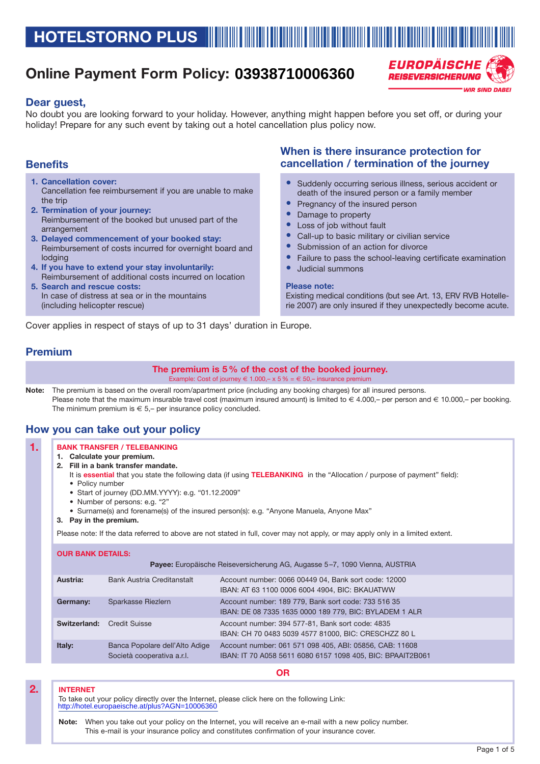# HOTELSTORNO PLUS

## Online Payment Form Policy: 03938710006360

EUROPÄISCHE REISEVERSICHERUNG
WIR SIND DABEI

### Dear guest,

No doubt you are looking forward to your holiday. However, anything might happen before you set off, or during your holiday! Prepare for any such event by taking out a hotel cancellation plus policy now.

### Benefits

1. **Cancellation cover:**
   Cancellation fee reimbursement if you are unable to make the trip
2. **Termination of your journey:**
   Reimbursement of the booked but unused part of the arrangement
3. **Delayed commencement of your booked stay:**
   Reimbursement of costs incurred for overnight board and lodging
4. **If you have to extend your stay involuntarily:**
   Reimbursement of additional costs incurred on location
5. **Search and rescue costs:**
   In case of distress at sea or in the mountains (including helicopter rescue)

### When is there insurance protection for cancellation / termination of the journey

- Suddenly occurring serious illness, serious accident or death of the insured person or a family member
- Pregnancy of the insured person
- Damage to property
- Loss of job without fault
- Call-up to basic military or civilian service
- Submission of an action for divorce
- Failure to pass the school-leaving certificate examination
- Judicial summons

**Please note:**
Existing medical conditions (but see Art. 13, ERV RVB Hotellerie 2007) are only insured if they unexpectedly become acute.

Cover applies in respect of stays of up to 31 days' duration in Europe.

### Premium

**The premium is 5 % of the cost of the booked journey.**
Example: Cost of journey € 1.000,– x 5 % = € 50,– insurance premium

**Note:** The premium is based on the overall room/apartment price (including any booking charges) for all insured persons.
Please note that the maximum insurable travel cost (maximum insured amount) is limited to € 4.000,– per person and € 10.000,– per booking.
The minimum premium is € 5,– per insurance policy concluded.

### How you can take out your policy

**1.**

**BANK TRANSFER / TELEBANKING**

1. **Calculate your premium.**
2. **Fill in a bank transfer mandate.**
   It is **essential** that you state the following data (if using **TELEBANKING** in the "Allocation / purpose of payment" field):
   - Policy number
   - Start of journey (DD.MM.YYYY): e.g. "01.12.2009"
   - Number of persons: e.g. "2"
   - Surname(s) and forename(s) of the insured person(s): e.g. "Anyone Manuela, Anyone Max"
3. **Pay in the premium.**

Please note: If the data referred to above are not stated in full, cover may not apply, or may apply only in a limited extent.

**OUR BANK DETAILS:**

**Payee:** Europäische Reiseversicherung AG, Augasse 5–7, 1090 Vienna, AUSTRIA

| | | |
|---|---|---|
| **Austria:** | Bank Austria Creditanstalt | Account number: 0066 00449 04, Bank sort code: 12000<br>IBAN: AT 63 1100 0006 6004 4904, BIC: BKAUATWW |
| **Germany:** | Sparkasse Riezlern | Account number: 189 779, Bank sort code: 733 516 35<br>IBAN: DE 08 7335 1635 0000 189 779, BIC: BYLADEM 1 ALR |
| **Switzerland:** | Credit Suisse | Account number: 394 577-81, Bank sort code: 4835<br>IBAN: CH 70 0483 5039 4577 81000, BIC: CRESCHZZ 80 L |
| **Italy:** | Banca Popolare dell'Alto Adige Società cooperativa a.r.l. | Account number: 061 571 098 405, ABI: 05856, CAB: 11608<br>IBAN: IT 70 A058 5611 6080 6157 1098 405, BIC: BPAAIT2B061 |

**OR**

**2.**

**INTERNET**

To take out your policy directly over the Internet, please click here on the following Link:
http://hotel.europaeische.at/plus?AGN=10006360

**Note:** When you take out your policy on the Internet, you will receive an e-mail with a new policy number. This e-mail is your insurance policy and constitutes confirmation of your insurance cover.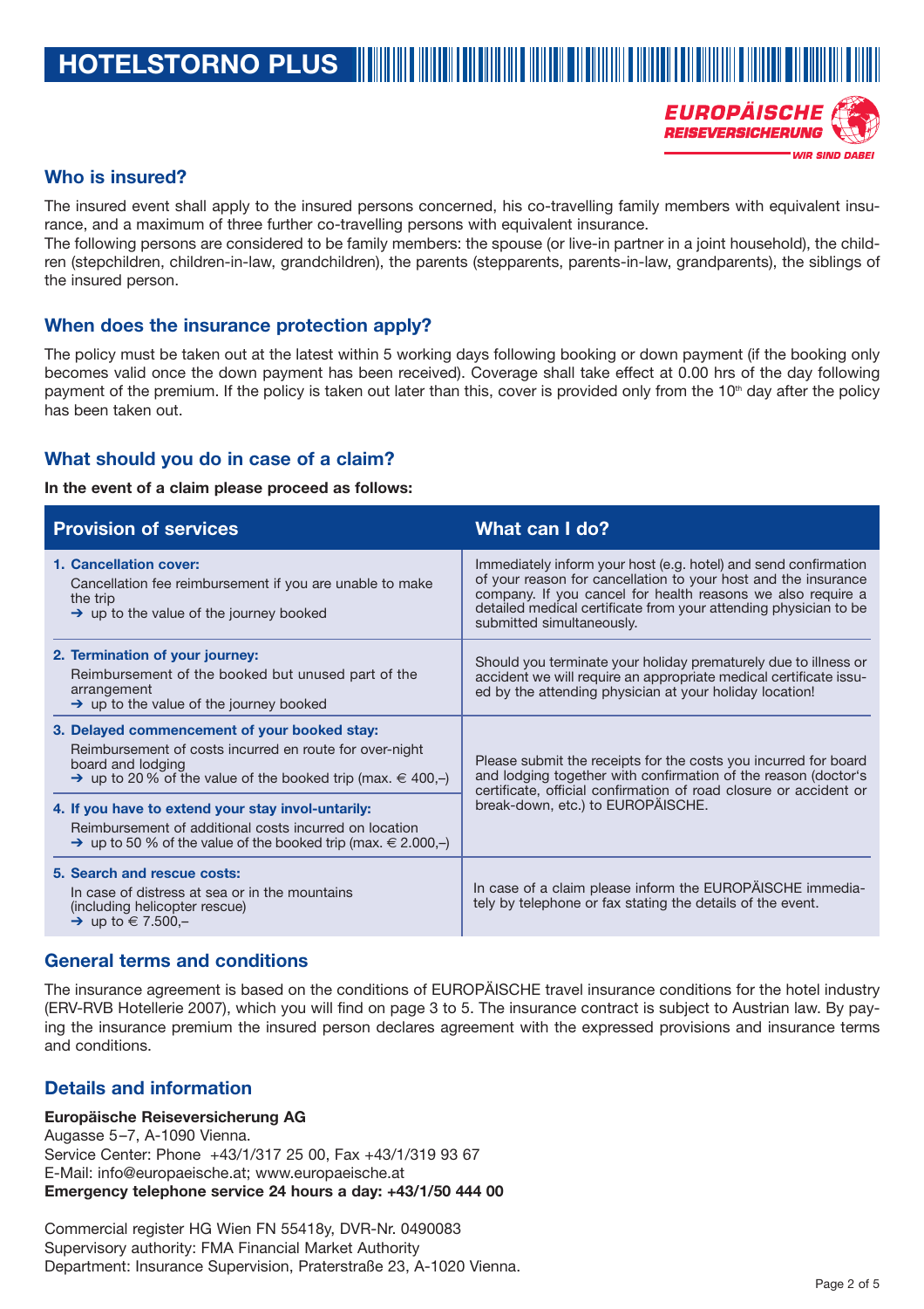# HOTELSTORNO PLUS

EUROPÄISCHE REISEVERSICHERUNG
WIR SIND DABEI

## Who is insured?

The insured event shall apply to the insured persons concerned, his co-travelling family members with equivalent insurance, and a maximum of three further co-travelling persons with equivalent insurance.
The following persons are considered to be family members: the spouse (or live-in partner in a joint household), the children (stepchildren, children-in-law, grandchildren), the parents (stepparents, parents-in-law, grandparents), the siblings of the insured person.

## When does the insurance protection apply?

The policy must be taken out at the latest within 5 working days following booking or down payment (if the booking only becomes valid once the down payment has been received). Coverage shall take effect at 0.00 hrs of the day following payment of the premium. If the policy is taken out later than this, cover is provided only from the 10th day after the policy has been taken out.

## What should you do in case of a claim?

**In the event of a claim please proceed as follows:**

| Provision of services | What can I do? |
|---|---|
| **1. Cancellation cover:** Cancellation fee reimbursement if you are unable to make the trip → up to the value of the journey booked | Immediately inform your host (e.g. hotel) and send confirmation of your reason for cancellation to your host and the insurance company. If you cancel for health reasons we also require a detailed medical certificate from your attending physician to be submitted simultaneously. |
| **2. Termination of your journey:** Reimbursement of the booked but unused part of the arrangement → up to the value of the journey booked | Should you terminate your holiday prematurely due to illness or accident we will require an appropriate medical certificate issued by the attending physician at your holiday location! |
| **3. Delayed commencement of your booked stay:** Reimbursement of costs incurred en route for over-night board and lodging → up to 20 % of the value of the booked trip (max. € 400,–) | Please submit the receipts for the costs you incurred for board and lodging together with confirmation of the reason (doctor's certificate, official confirmation of road closure or accident or break-down, etc.) to EUROPÄISCHE. |
| **4. If you have to extend your stay invol-untarily:** Reimbursement of additional costs incurred on location → up to 50 % of the value of the booked trip (max. € 2.000,–) | |
| **5. Search and rescue costs:** In case of distress at sea or in the mountains (including helicopter rescue) → up to € 7.500,– | In case of a claim please inform the EUROPÄISCHE immediately by telephone or fax stating the details of the event. |

## General terms and conditions

The insurance agreement is based on the conditions of EUROPÄISCHE travel insurance conditions for the hotel industry (ERV-RVB Hotellerie 2007), which you will find on page 3 to 5. The insurance contract is subject to Austrian law. By paying the insurance premium the insured person declares agreement with the expressed provisions and insurance terms and conditions.

## Details and information

**Europäische Reiseversicherung AG**
Augasse 5–7, A-1090 Vienna.
Service Center: Phone +43/1/317 25 00, Fax +43/1/319 93 67
E-Mail: info@europaeische.at; www.europaeische.at
**Emergency telephone service 24 hours a day: +43/1/50 444 00**

Commercial register HG Wien FN 55418y, DVR-Nr. 0490083
Supervisory authority: FMA Financial Market Authority
Department: Insurance Supervision, Praterstraße 23, A-1020 Vienna.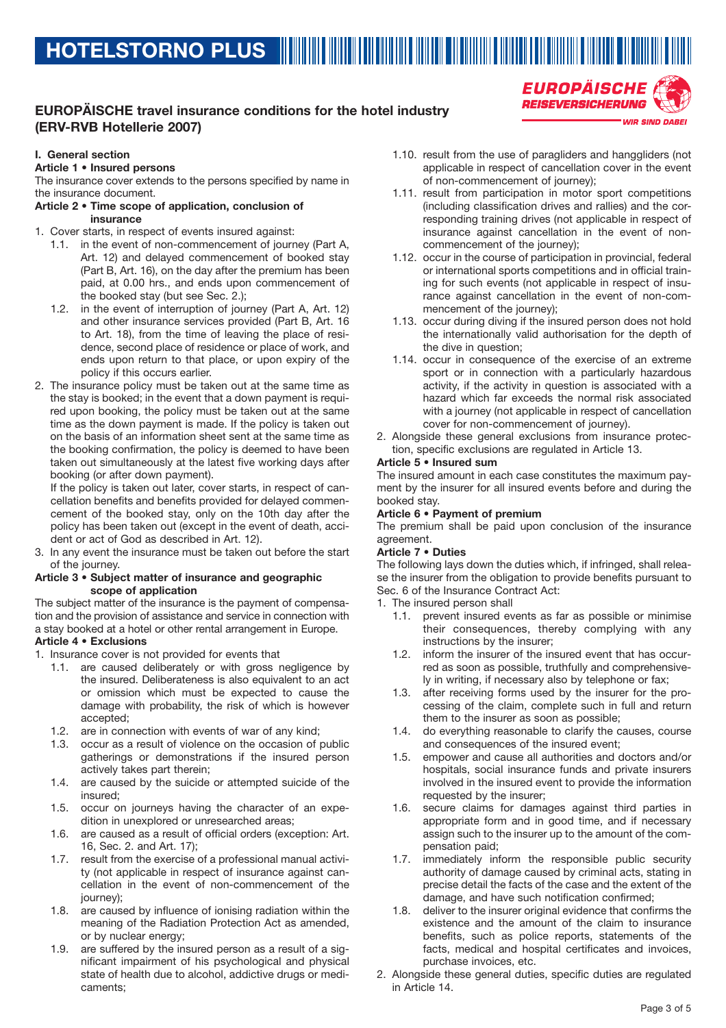# HOTELSTORNO PLUS

## EUROPÄISCHE travel insurance conditions for the hotel industry (ERV-RVB Hotellerie 2007)

EUROPÄISCHE REISEVERSICHERUNG
WIR SIND DABEI

### I. General section

**Article 1 • Insured persons**

The insurance cover extends to the persons specified by name in the insurance document.

**Article 2 • Time scope of application, conclusion of insurance**

1. Cover starts, in respect of events insured against:
   1.1. in the event of non-commencement of journey (Part A, Art. 12) and delayed commencement of booked stay (Part B, Art. 16), on the day after the premium has been paid, at 0.00 hrs., and ends upon commencement of the booked stay (but see Sec. 2.);
   1.2. in the event of interruption of journey (Part A, Art. 12) and other insurance services provided (Part B, Art. 16 to Art. 18), from the time of leaving the place of residence, second place of residence or place of work, and ends upon return to that place, or upon expiry of the policy if this occurs earlier.
2. The insurance policy must be taken out at the same time as the stay is booked; in the event that a down payment is required upon booking, the policy must be taken out at the same time as the down payment is made. If the policy is taken out on the basis of an information sheet sent at the same time as the booking confirmation, the policy is deemed to have been taken out simultaneously at the latest five working days after booking (or after down payment).

   If the policy is taken out later, cover starts, in respect of cancellation benefits and benefits provided for delayed commencement of the booked stay, only on the 10th day after the policy has been taken out (except in the event of death, accident or act of God as described in Art. 12).
3. In any event the insurance must be taken out before the start of the journey.

**Article 3 • Subject matter of insurance and geographic scope of application**

The subject matter of the insurance is the payment of compensation and the provision of assistance and service in connection with a stay booked at a hotel or other rental arrangement in Europe.

**Article 4 • Exclusions**

1. Insurance cover is not provided for events that
   1.1. are caused deliberately or with gross negligence by the insured. Deliberateness is also equivalent to an act or omission which must be expected to cause the damage with probability, the risk of which is however accepted;
   1.2. are in connection with events of war of any kind;
   1.3. occur as a result of violence on the occasion of public gatherings or demonstrations if the insured person actively takes part therein;
   1.4. are caused by the suicide or attempted suicide of the insured;
   1.5. occur on journeys having the character of an expedition in unexplored or unresearched areas;
   1.6. are caused as a result of official orders (exception: Art. 16, Sec. 2. and Art. 17);
   1.7. result from the exercise of a professional manual activity (not applicable in respect of insurance against cancellation in the event of non-commencement of the journey);
   1.8. are caused by influence of ionising radiation within the meaning of the Radiation Protection Act as amended, or by nuclear energy;
   1.9. are suffered by the insured person as a result of a significant impairment of his psychological and physical state of health due to alcohol, addictive drugs or medicaments;
   1.10. result from the use of paragliders and hanggliders (not applicable in respect of cancellation cover in the event of non-commencement of journey);
   1.11. result from participation in motor sport competitions (including classification drives and rallies) and the corresponding training drives (not applicable in respect of insurance against cancellation in the event of non-commencement of the journey);
   1.12. occur in the course of participation in provincial, federal or international sports competitions and in official training for such events (not applicable in respect of insurance against cancellation in the event of non-commencement of the journey);
   1.13. occur during diving if the insured person does not hold the internationally valid authorisation for the depth of the dive in question;
   1.14. occur in consequence of the exercise of an extreme sport or in connection with a particularly hazardous activity, if the activity in question is associated with a hazard which far exceeds the normal risk associated with a journey (not applicable in respect of cancellation cover for non-commencement of journey).
2. Alongside these general exclusions from insurance protection, specific exclusions are regulated in Article 13.

**Article 5 • Insured sum**

The insured amount in each case constitutes the maximum payment by the insurer for all insured events before and during the booked stay.

**Article 6 • Payment of premium**

The premium shall be paid upon conclusion of the insurance agreement.

**Article 7 • Duties**

The following lays down the duties which, if infringed, shall release the insurer from the obligation to provide benefits pursuant to Sec. 6 of the Insurance Contract Act:

1. The insured person shall
   1.1. prevent insured events as far as possible or minimise their consequences, thereby complying with any instructions by the insurer;
   1.2. inform the insurer of the insured event that has occurred as soon as possible, truthfully and comprehensively in writing, if necessary also by telephone or fax;
   1.3. after receiving forms used by the insurer for the processing of the claim, complete such in full and return them to the insurer as soon as possible;
   1.4. do everything reasonable to clarify the causes, course and consequences of the insured event;
   1.5. empower and cause all authorities and doctors and/or hospitals, social insurance funds and private insurers involved in the insured event to provide the information requested by the insurer;
   1.6. secure claims for damages against third parties in appropriate form and in good time, and if necessary assign such to the insurer up to the amount of the compensation paid;
   1.7. immediately inform the responsible public security authority of damage caused by criminal acts, stating in precise detail the facts of the case and the extent of the damage, and have such notification confirmed;
   1.8. deliver to the insurer original evidence that confirms the existence and the amount of the claim to insurance benefits, such as police reports, statements of the facts, medical and hospital certificates and invoices, purchase invoices, etc.
2. Alongside these general duties, specific duties are regulated in Article 14.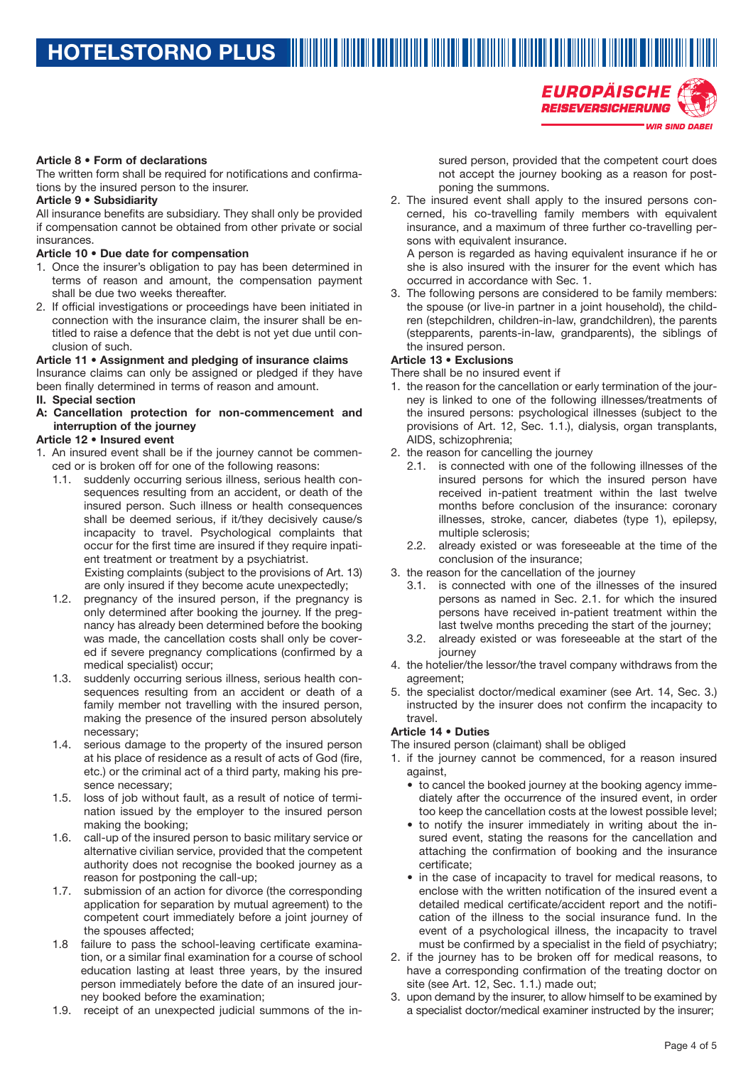**Article 8 • Form of declarations**

The written form shall be required for notifications and confirmations by the insured person to the insurer.

**Article 9 • Subsidiarity**

All insurance benefits are subsidiary. They shall only be provided if compensation cannot be obtained from other private or social insurances.

**Article 10 • Due date for compensation**

1. Once the insurer's obligation to pay has been determined in terms of reason and amount, the compensation payment shall be due two weeks thereafter.
2. If official investigations or proceedings have been initiated in connection with the insurance claim, the insurer shall be entitled to raise a defence that the debt is not yet due until conclusion of such.

**Article 11 • Assignment and pledging of insurance claims**

Insurance claims can only be assigned or pledged if they have been finally determined in terms of reason and amount.

**II. Special section**

**A: Cancellation protection for non-commencement and interruption of the journey**

**Article 12 • Insured event**

1. An insured event shall be if the journey cannot be commenced or is broken off for one of the following reasons:
   1.1. suddenly occurring serious illness, serious health consequences resulting from an accident, or death of the insured person. Such illness or health consequences shall be deemed serious, if it/they decisively cause/s incapacity to travel. Psychological complaints that occur for the first time are insured if they require inpatient treatment or treatment by a psychiatrist.
   Existing complaints (subject to the provisions of Art. 13) are only insured if they become acute unexpectedly;
   1.2. pregnancy of the insured person, if the pregnancy is only determined after booking the journey. If the pregnancy has already been determined before the booking was made, the cancellation costs shall only be covered if severe pregnancy complications (confirmed by a medical specialist) occur;
   1.3. suddenly occurring serious illness, serious health consequences resulting from an accident or death of a family member not travelling with the insured person, making the presence of the insured person absolutely necessary;
   1.4. serious damage to the property of the insured person at his place of residence as a result of acts of God (fire, etc.) or the criminal act of a third party, making his presence necessary;
   1.5. loss of job without fault, as a result of notice of termination issued by the employer to the insured person making the booking;
   1.6. call-up of the insured person to basic military service or alternative civilian service, provided that the competent authority does not recognise the booked journey as a reason for postponing the call-up;
   1.7. submission of an action for divorce (the corresponding application for separation by mutual agreement) to the competent court immediately before a joint journey of the spouses affected;
   1.8 failure to pass the school-leaving certificate examination, or a similar final examination for a course of school education lasting at least three years, by the insured person immediately before the date of an insured journey booked before the examination;
   1.9. receipt of an unexpected judicial summons of the insured person, provided that the competent court does not accept the journey booking as a reason for postponing the summons.
2. The insured event shall apply to the insured persons concerned, his co-travelling family members with equivalent insurance, and a maximum of three further co-travelling persons with equivalent insurance.
   A person is regarded as having equivalent insurance if he or she is also insured with the insurer for the event which has occurred in accordance with Sec. 1.
3. The following persons are considered to be family members: the spouse (or live-in partner in a joint household), the children (stepchildren, children-in-law, grandchildren), the parents (stepparents, parents-in-law, grandparents), the siblings of the insured person.

**Article 13 • Exclusions**

There shall be no insured event if

1. the reason for the cancellation or early termination of the journey is linked to one of the following illnesses/treatments of the insured persons: psychological illnesses (subject to the provisions of Art. 12, Sec. 1.1.), dialysis, organ transplants, AIDS, schizophrenia;
2. the reason for cancelling the journey
   2.1. is connected with one of the following illnesses of the insured persons for which the insured person have received in-patient treatment within the last twelve months before conclusion of the insurance: coronary illnesses, stroke, cancer, diabetes (type 1), epilepsy, multiple sclerosis;
   2.2. already existed or was foreseeable at the time of the conclusion of the insurance;
3. the reason for the cancellation of the journey
   3.1. is connected with one of the illnesses of the insured persons as named in Sec. 2.1. for which the insured persons have received in-patient treatment within the last twelve months preceding the start of the journey;
   3.2. already existed or was foreseeable at the start of the journey
4. the hotelier/the lessor/the travel company withdraws from the agreement;
5. the specialist doctor/medical examiner (see Art. 14, Sec. 3.) instructed by the insurer does not confirm the incapacity to travel.

**Article 14 • Duties**

The insured person (claimant) shall be obliged

1. if the journey cannot be commenced, for a reason insured against,
   - to cancel the booked journey at the booking agency immediately after the occurrence of the insured event, in order too keep the cancellation costs at the lowest possible level;
   - to notify the insurer immediately in writing about the insured event, stating the reasons for the cancellation and attaching the confirmation of booking and the insurance certificate;
   - in the case of incapacity to travel for medical reasons, to enclose with the written notification of the insured event a detailed medical certificate/accident report and the notification of the illness to the social insurance fund. In the event of a psychological illness, the incapacity to travel must be confirmed by a specialist in the field of psychiatry;
2. if the journey has to be broken off for medical reasons, to have a corresponding confirmation of the treating doctor on site (see Art. 12, Sec. 1.1.) made out;
3. upon demand by the insurer, to allow himself to be examined by a specialist doctor/medical examiner instructed by the insurer;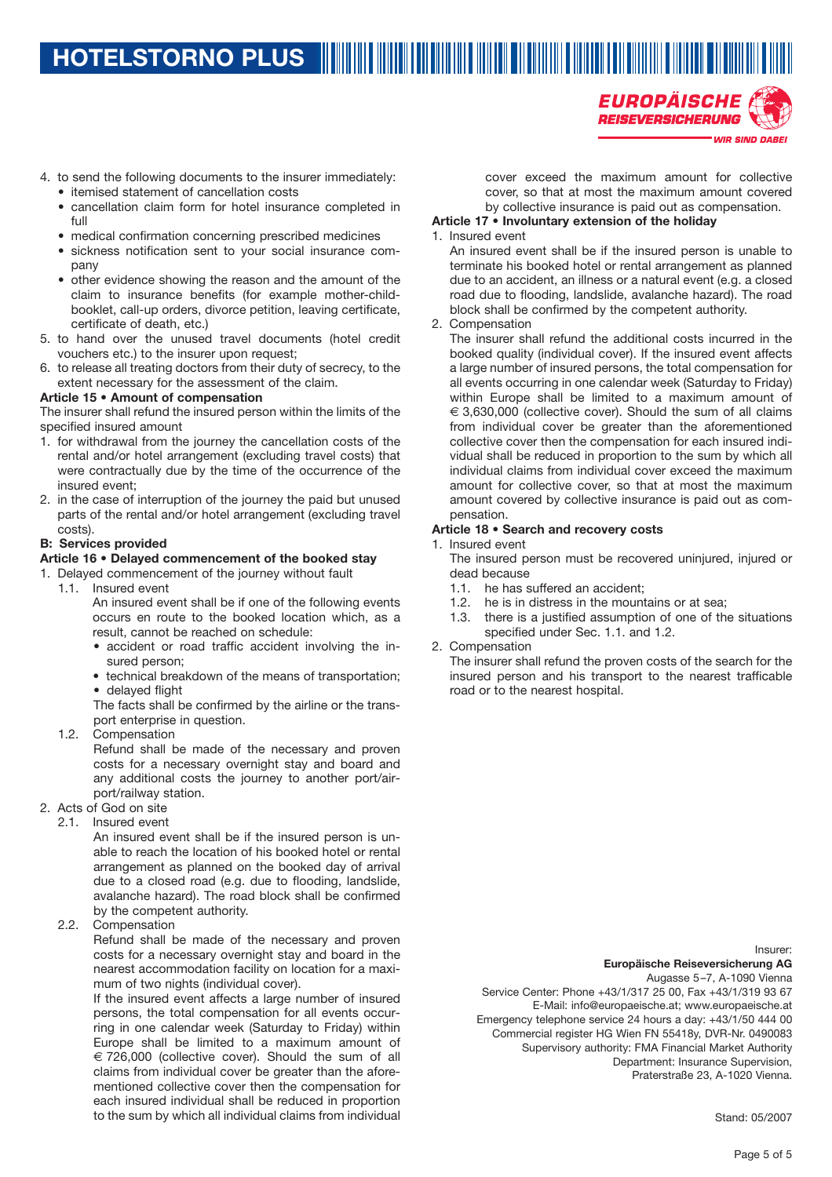4. to send the following documents to the insurer immediately:
   - itemised statement of cancellation costs
   - cancellation claim form for hotel insurance completed in full
   - medical confirmation concerning prescribed medicines
   - sickness notification sent to your social insurance company
   - other evidence showing the reason and the amount of the claim to insurance benefits (for example mother-child-booklet, call-up orders, divorce petition, leaving certificate, certificate of death, etc.)
5. to hand over the unused travel documents (hotel credit vouchers etc.) to the insurer upon request;
6. to release all treating doctors from their duty of secrecy, to the extent necessary for the assessment of the claim.

**Article 15 • Amount of compensation**

The insurer shall refund the insured person within the limits of the specified insured amount

1. for withdrawal from the journey the cancellation costs of the rental and/or hotel arrangement (excluding travel costs) that were contractually due by the time of the occurrence of the insured event;
2. in the case of interruption of the journey the paid but unused parts of the rental and/or hotel arrangement (excluding travel costs).

**B: Services provided**

**Article 16 • Delayed commencement of the booked stay**

1. Delayed commencement of the journey without fault
   1.1. Insured event
   An insured event shall be if one of the following events occurs en route to the booked location which, as a result, cannot be reached on schedule:
      - accident or road traffic accident involving the insured person;
      - technical breakdown of the means of transportation;
      - delayed flight

   The facts shall be confirmed by the airline or the transport enterprise in question.

   1.2. Compensation
   Refund shall be made of the necessary and proven costs for a necessary overnight stay and board and any additional costs the journey to another port/airport/railway station.
2. Acts of God on site
   2.1. Insured event
   An insured event shall be if the insured person is unable to reach the location of his booked hotel or rental arrangement as planned on the booked day of arrival due to a closed road (e.g. due to flooding, landslide, avalanche hazard). The road block shall be confirmed by the competent authority.

   2.2. Compensation
   Refund shall be made of the necessary and proven costs for a necessary overnight stay and board in the nearest accommodation facility on location for a maximum of two nights (individual cover).
   If the insured event affects a large number of insured persons, the total compensation for all events occurring in one calendar week (Saturday to Friday) within Europe shall be limited to a maximum amount of € 726,000 (collective cover). Should the sum of all claims from individual cover be greater than the aforementioned collective cover then the compensation for each insured individual shall be reduced in proportion to the sum by which all individual claims from individual cover exceed the maximum amount for collective cover, so that at most the maximum amount covered by collective insurance is paid out as compensation.

**Article 17 • Involuntary extension of the holiday**

1. Insured event
   An insured event shall be if the insured person is unable to terminate his booked hotel or rental arrangement as planned due to an accident, an illness or a natural event (e.g. a closed road due to flooding, landslide, avalanche hazard). The road block shall be confirmed by the competent authority.
2. Compensation
   The insurer shall refund the additional costs incurred in the booked quality (individual cover). If the insured event affects a large number of insured persons, the total compensation for all events occurring in one calendar week (Saturday to Friday) within Europe shall be limited to a maximum amount of € 3,630,000 (collective cover). Should the sum of all claims from individual cover be greater than the aforementioned collective cover then the compensation for each insured individual shall be reduced in proportion to the sum by which all individual claims from individual cover exceed the maximum amount for collective cover, so that at most the maximum amount covered by collective insurance is paid out as compensation.

**Article 18 • Search and recovery costs**

1. Insured event
   The insured person must be recovered uninjured, injured or dead because
   1.1. he has suffered an accident;
   1.2. he is in distress in the mountains or at sea;
   1.3. there is a justified assumption of one of the situations specified under Sec. 1.1. and 1.2.
2. Compensation
   The insurer shall refund the proven costs of the search for the insured person and his transport to the nearest trafficable road or to the nearest hospital.

Insurer:
**Europäische Reiseversicherung AG**
Augasse 5–7, A-1090 Vienna
Service Center: Phone +43/1/317 25 00, Fax +43/1/319 93 67
E-Mail: info@europaeische.at; www.europaeische.at
Emergency telephone service 24 hours a day: +43/1/50 444 00
Commercial register HG Wien FN 55418y, DVR-Nr. 0490083
Supervisory authority: FMA Financial Market Authority
Department: Insurance Supervision,
Praterstraße 23, A-1020 Vienna.

Stand: 05/2007